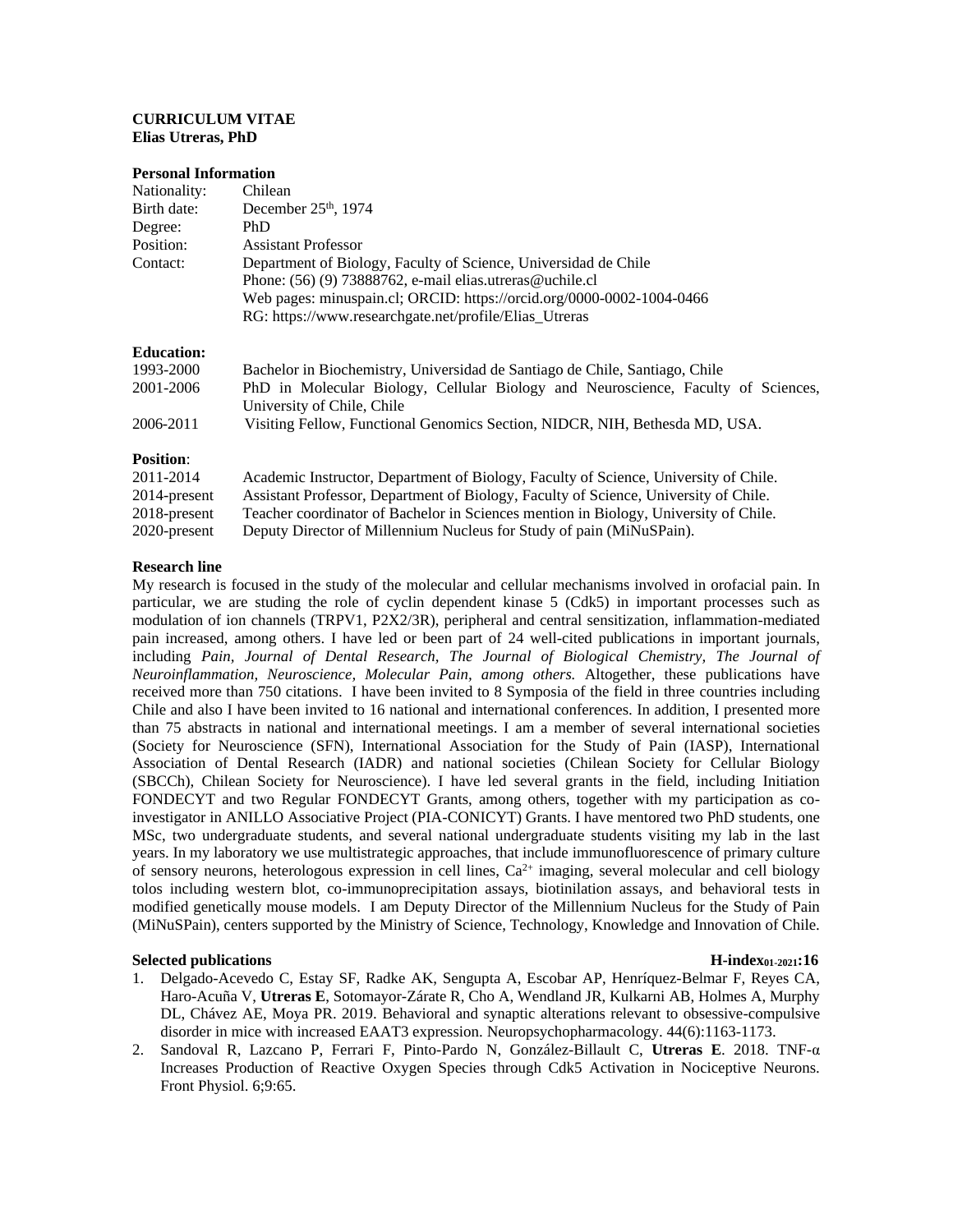**CURRICULUM VITAE**
**Elias Utreras, PhD**

**Personal Information**

| | |
|---|---|
| Nationality: | Chilean |
| Birth date: | December 25th, 1974 |
| Degree: | PhD |
| Position: | Assistant Professor |
| Contact: | Department of Biology, Faculty of Science, Universidad de Chile<br>Phone: (56) (9) 73888762, e-mail elias.utreras@uchile.cl<br>Web pages: minuspain.cl; ORCID: https://orcid.org/0000-0002-1004-0466<br>RG: https://www.researchgate.net/profile/Elias_Utreras |

**Education:**

| | |
|---|---|
| 1993-2000 | Bachelor in Biochemistry, Universidad de Santiago de Chile, Santiago, Chile |
| 2001-2006 | PhD in Molecular Biology, Cellular Biology and Neuroscience, Faculty of Sciences, University of Chile, Chile |
| 2006-2011 | Visiting Fellow, Functional Genomics Section, NIDCR, NIH, Bethesda MD, USA. |

**Position**:

| | |
|---|---|
| 2011-2014 | Academic Instructor, Department of Biology, Faculty of Science, University of Chile. |
| 2014-present | Assistant Professor, Department of Biology, Faculty of Science, University of Chile. |
| 2018-present | Teacher coordinator of Bachelor in Sciences mention in Biology, University of Chile. |
| 2020-present | Deputy Director of Millennium Nucleus for Study of pain (MiNuSPain). |

**Research line**

My research is focused in the study of the molecular and cellular mechanisms involved in orofacial pain. In particular, we are studing the role of cyclin dependent kinase 5 (Cdk5) in important processes such as modulation of ion channels (TRPV1, P2X2/3R), peripheral and central sensitization, inflammation-mediated pain increased, among others. I have led or been part of 24 well-cited publications in important journals, including *Pain, Journal of Dental Research, The Journal of Biological Chemistry, The Journal of Neuroinflammation, Neuroscience, Molecular Pain, among others.* Altogether, these publications have received more than 750 citations. I have been invited to 8 Symposia of the field in three countries including Chile and also I have been invited to 16 national and international conferences. In addition, I presented more than 75 abstracts in national and international meetings. I am a member of several international societies (Society for Neuroscience (SFN), International Association for the Study of Pain (IASP), International Association of Dental Research (IADR) and national societies (Chilean Society for Cellular Biology (SBCCh), Chilean Society for Neuroscience). I have led several grants in the field, including Initiation FONDECYT and two Regular FONDECYT Grants, among others, together with my participation as co-investigator in ANILLO Associative Project (PIA-CONICYT) Grants. I have mentored two PhD students, one MSc, two undergraduate students, and several national undergraduate students visiting my lab in the last years. In my laboratory we use multistrategic approaches, that include immunofluorescence of primary culture of sensory neurons, heterologous expression in cell lines, $Ca^{2+}$ imaging, several molecular and cell biology tolos including western blot, co-immunoprecipitation assays, biotinilation assays, and behavioral tests in modified genetically mouse models. I am Deputy Director of the Millennium Nucleus for the Study of Pain (MiNuSPain), centers supported by the Ministry of Science, Technology, Knowledge and Innovation of Chile.

**Selected publications** **H-index$_{01\text{-}2021}$:16**

1. Delgado-Acevedo C, Estay SF, Radke AK, Sengupta A, Escobar AP, Henríquez-Belmar F, Reyes CA, Haro-Acuña V, **Utreras E**, Sotomayor-Zárate R, Cho A, Wendland JR, Kulkarni AB, Holmes A, Murphy DL, Chávez AE, Moya PR. 2019. Behavioral and synaptic alterations relevant to obsessive-compulsive disorder in mice with increased EAAT3 expression. Neuropsychopharmacology. 44(6):1163-1173.
2. Sandoval R, Lazcano P, Ferrari F, Pinto-Pardo N, González-Billault C, **Utreras E**. 2018. TNF-α Increases Production of Reactive Oxygen Species through Cdk5 Activation in Nociceptive Neurons. Front Physiol. 6;9:65.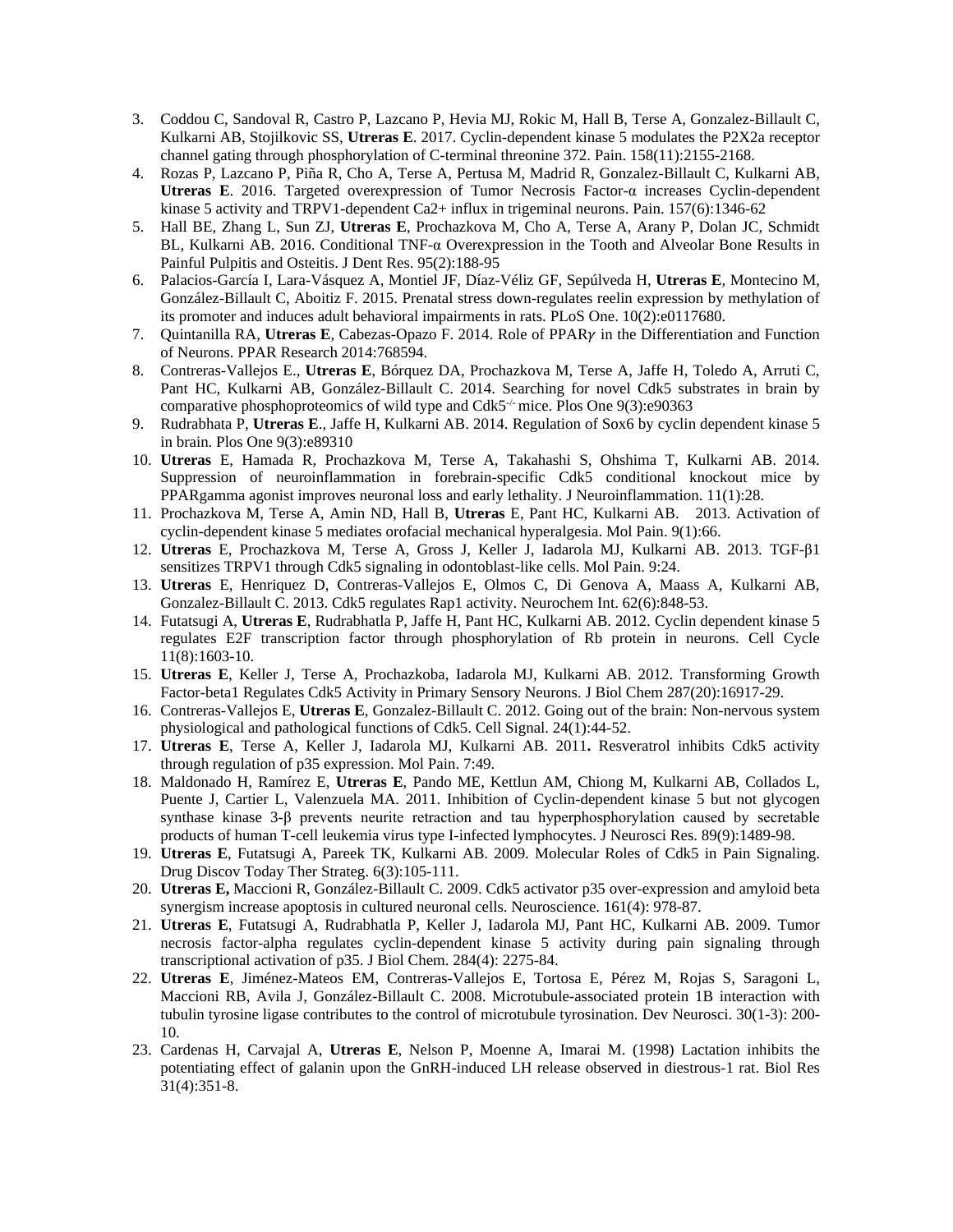3. Coddou C, Sandoval R, Castro P, Lazcano P, Hevia MJ, Rokic M, Hall B, Terse A, Gonzalez-Billault C, Kulkarni AB, Stojilkovic SS, **Utreras E**. 2017. Cyclin-dependent kinase 5 modulates the P2X2a receptor channel gating through phosphorylation of C-terminal threonine 372. Pain. 158(11):2155-2168.
4. Rozas P, Lazcano P, Piña R, Cho A, Terse A, Pertusa M, Madrid R, Gonzalez-Billault C, Kulkarni AB, **Utreras E**. 2016. Targeted overexpression of Tumor Necrosis Factor-α increases Cyclin-dependent kinase 5 activity and TRPV1-dependent Ca2+ influx in trigeminal neurons. Pain. 157(6):1346-62
5. Hall BE, Zhang L, Sun ZJ, **Utreras E**, Prochazkova M, Cho A, Terse A, Arany P, Dolan JC, Schmidt BL, Kulkarni AB. 2016. Conditional TNF-α Overexpression in the Tooth and Alveolar Bone Results in Painful Pulpitis and Osteitis. J Dent Res. 95(2):188-95
6. Palacios-García I, Lara-Vásquez A, Montiel JF, Díaz-Véliz GF, Sepúlveda H, **Utreras E**, Montecino M, González-Billault C, Aboitiz F. 2015. Prenatal stress down-regulates reelin expression by methylation of its promoter and induces adult behavioral impairments in rats. PLoS One. 10(2):e0117680.
7. Quintanilla RA, **Utreras E**, Cabezas-Opazo F. 2014. Role of PPAR$\gamma$ in the Differentiation and Function of Neurons. PPAR Research 2014:768594.
8. Contreras-Vallejos E., **Utreras E**, Bórquez DA, Prochazkova M, Terse A, Jaffe H, Toledo A, Arruti C, Pant HC, Kulkarni AB, González-Billault C. 2014. Searching for novel Cdk5 substrates in brain by comparative phosphoproteomics of wild type and Cdk5$^{-/-}$ mice. Plos One 9(3):e90363
9. Rudrabhata P, **Utreras E**., Jaffe H, Kulkarni AB. 2014. Regulation of Sox6 by cyclin dependent kinase 5 in brain. Plos One 9(3):e89310
10. **Utreras** E, Hamada R, Prochazkova M, Terse A, Takahashi S, Ohshima T, Kulkarni AB. 2014. Suppression of neuroinflammation in forebrain-specific Cdk5 conditional knockout mice by PPARgamma agonist improves neuronal loss and early lethality. J Neuroinflammation. 11(1):28.
11. Prochazkova M, Terse A, Amin ND, Hall B, **Utreras** E, Pant HC, Kulkarni AB. 2013. Activation of cyclin-dependent kinase 5 mediates orofacial mechanical hyperalgesia. Mol Pain. 9(1):66.
12. **Utreras** E, Prochazkova M, Terse A, Gross J, Keller J, Iadarola MJ, Kulkarni AB. 2013. TGF-β1 sensitizes TRPV1 through Cdk5 signaling in odontoblast-like cells. Mol Pain. 9:24.
13. **Utreras** E, Henriquez D, Contreras-Vallejos E, Olmos C, Di Genova A, Maass A, Kulkarni AB, Gonzalez-Billault C. 2013. Cdk5 regulates Rap1 activity. Neurochem Int. 62(6):848-53.
14. Futatsugi A, **Utreras E**, Rudrabhatla P, Jaffe H, Pant HC, Kulkarni AB. 2012. Cyclin dependent kinase 5 regulates E2F transcription factor through phosphorylation of Rb protein in neurons. Cell Cycle 11(8):1603-10.
15. **Utreras E**, Keller J, Terse A, Prochazkoba, Iadarola MJ, Kulkarni AB. 2012. Transforming Growth Factor-beta1 Regulates Cdk5 Activity in Primary Sensory Neurons. J Biol Chem 287(20):16917-29.
16. Contreras-Vallejos E, **Utreras E**, Gonzalez-Billault C. 2012. Going out of the brain: Non-nervous system physiological and pathological functions of Cdk5. Cell Signal. 24(1):44-52.
17. **Utreras E**, Terse A, Keller J, Iadarola MJ, Kulkarni AB. 2011**.** Resveratrol inhibits Cdk5 activity through regulation of p35 expression. Mol Pain. 7:49.
18. Maldonado H, Ramírez E, **Utreras E**, Pando ME, Kettlun AM, Chiong M, Kulkarni AB, Collados L, Puente J, Cartier L, Valenzuela MA. 2011. Inhibition of Cyclin-dependent kinase 5 but not glycogen synthase kinase 3-β prevents neurite retraction and tau hyperphosphorylation caused by secretable products of human T-cell leukemia virus type I-infected lymphocytes. J Neurosci Res. 89(9):1489-98.
19. **Utreras E**, Futatsugi A, Pareek TK, Kulkarni AB. 2009. Molecular Roles of Cdk5 in Pain Signaling. Drug Discov Today Ther Strateg. 6(3):105-111.
20. **Utreras E,** Maccioni R, González-Billault C. 2009. Cdk5 activator p35 over-expression and amyloid beta synergism increase apoptosis in cultured neuronal cells. Neuroscience. 161(4): 978-87.
21. **Utreras E**, Futatsugi A, Rudrabhatla P, Keller J, Iadarola MJ, Pant HC, Kulkarni AB. 2009. Tumor necrosis factor-alpha regulates cyclin-dependent kinase 5 activity during pain signaling through transcriptional activation of p35. J Biol Chem. 284(4): 2275-84.
22. **Utreras E**, Jiménez-Mateos EM, Contreras-Vallejos E, Tortosa E, Pérez M, Rojas S, Saragoni L, Maccioni RB, Avila J, González-Billault C. 2008. Microtubule-associated protein 1B interaction with tubulin tyrosine ligase contributes to the control of microtubule tyrosination. Dev Neurosci. 30(1-3): 200-10.
23. Cardenas H, Carvajal A, **Utreras E**, Nelson P, Moenne A, Imarai M. (1998) Lactation inhibits the potentiating effect of galanin upon the GnRH-induced LH release observed in diestrous-1 rat. Biol Res 31(4):351-8.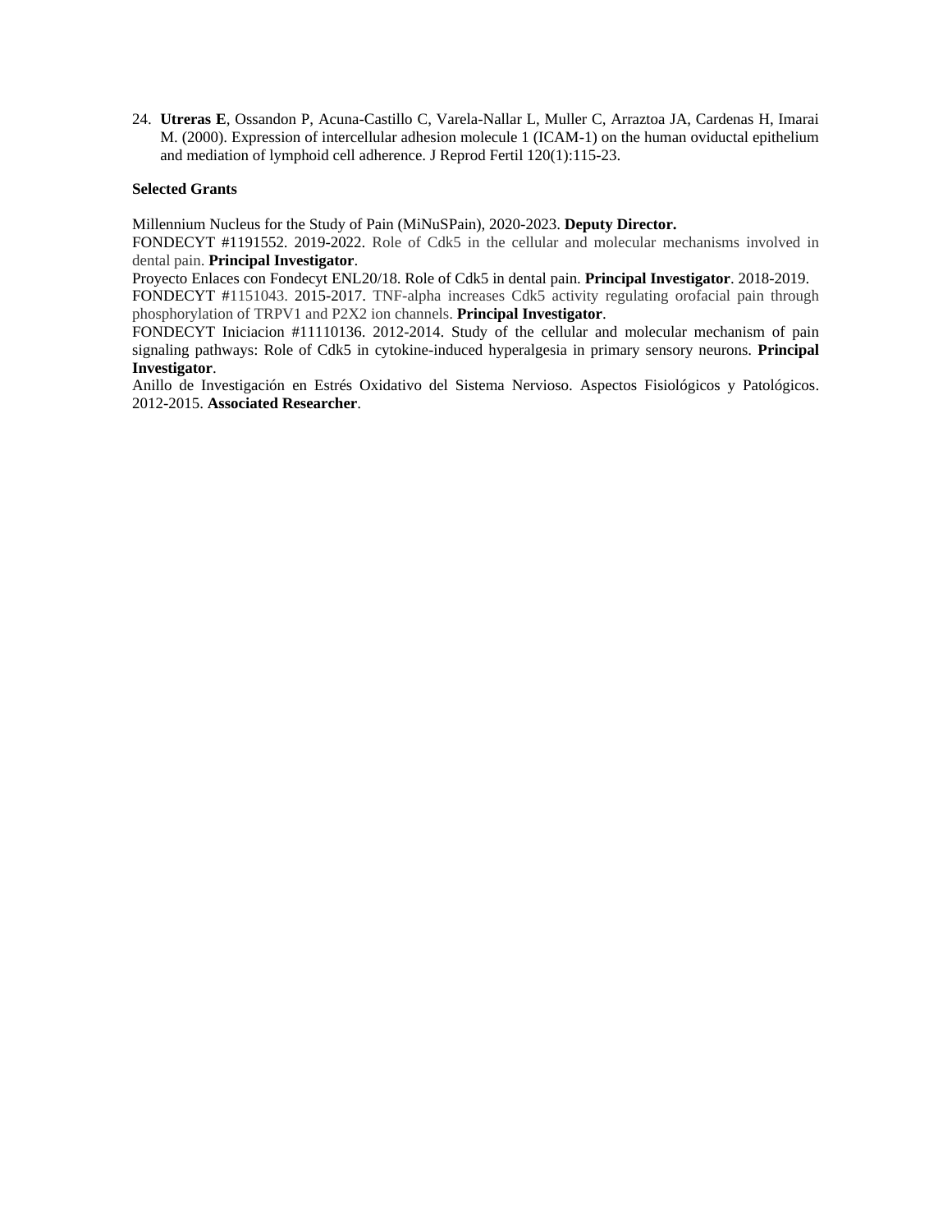24. **Utreras E**, Ossandon P, Acuna-Castillo C, Varela-Nallar L, Muller C, Arraztoa JA, Cardenas H, Imarai M. (2000). Expression of intercellular adhesion molecule 1 (ICAM-1) on the human oviductal epithelium and mediation of lymphoid cell adherence. J Reprod Fertil 120(1):115-23.

**Selected Grants**

Millennium Nucleus for the Study of Pain (MiNuSPain), 2020-2023. **Deputy Director.**
FONDECYT #1191552. 2019-2022. Role of Cdk5 in the cellular and molecular mechanisms involved in dental pain. **Principal Investigator**.
Proyecto Enlaces con Fondecyt ENL20/18. Role of Cdk5 in dental pain. **Principal Investigator**. 2018-2019.
FONDECYT #1151043. 2015-2017. TNF-alpha increases Cdk5 activity regulating orofacial pain through phosphorylation of TRPV1 and P2X2 ion channels. **Principal Investigator**.
FONDECYT Iniciacion #11110136. 2012-2014. Study of the cellular and molecular mechanism of pain signaling pathways: Role of Cdk5 in cytokine-induced hyperalgesia in primary sensory neurons. **Principal Investigator**.
Anillo de Investigación en Estrés Oxidativo del Sistema Nervioso. Aspectos Fisiológicos y Patológicos. 2012-2015. **Associated Researcher**.